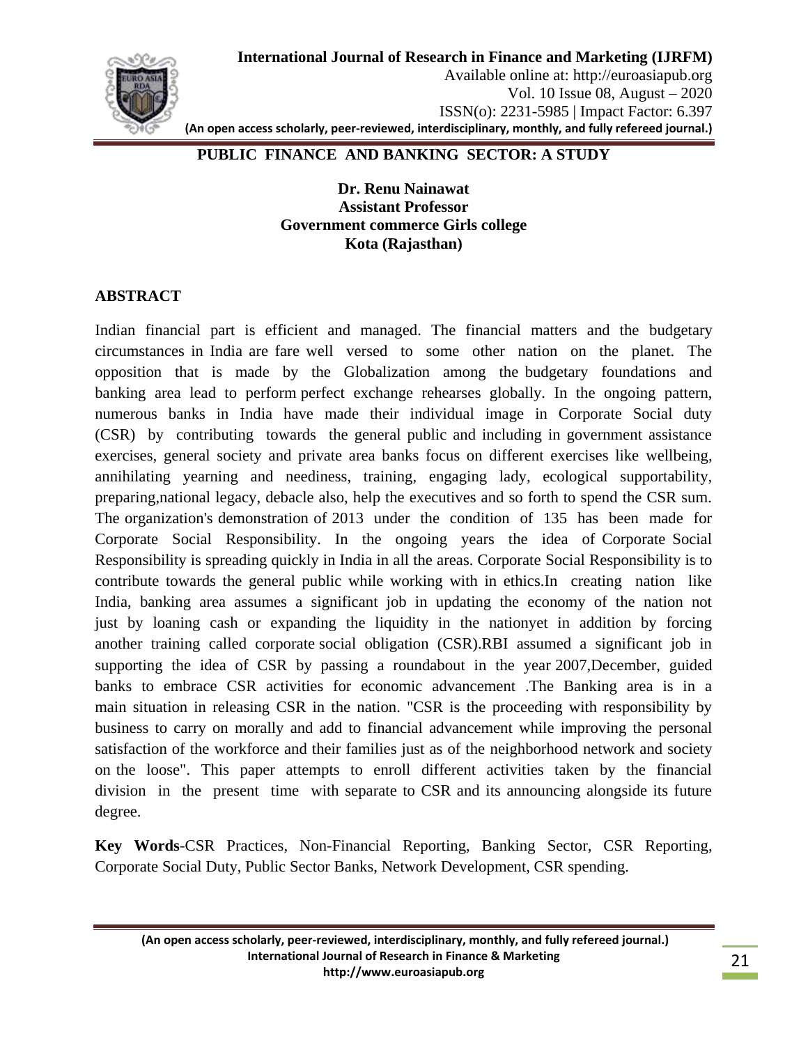# PUBLIC FINANCE AND BANKING SECTOR: A STUDY

**Dr. Renu Nainawat**
**Assistant Professor**
**Government commerce Girls college**
**Kota (Rajasthan)**

## ABSTRACT

Indian financial part is efficient and managed. The financial matters and the budgetary circumstances in India are fare well versed to some other nation on the planet. The opposition that is made by the Globalization among the budgetary foundations and banking area lead to perform perfect exchange rehearses globally. In the ongoing pattern, numerous banks in India have made their individual image in Corporate Social duty (CSR) by contributing towards the general public and including in government assistance exercises, general society and private area banks focus on different exercises like wellbeing, annihilating yearning and neediness, training, engaging lady, ecological supportability, preparing,national legacy, debacle also, help the executives and so forth to spend the CSR sum. The organization's demonstration of 2013 under the condition of 135 has been made for Corporate Social Responsibility. In the ongoing years the idea of Corporate Social Responsibility is spreading quickly in India in all the areas. Corporate Social Responsibility is to contribute towards the general public while working with in ethics.In creating nation like India, banking area assumes a significant job in updating the economy of the nation not just by loaning cash or expanding the liquidity in the nationyet in addition by forcing another training called corporate social obligation (CSR).RBI assumed a significant job in supporting the idea of CSR by passing a roundabout in the year 2007,December, guided banks to embrace CSR activities for economic advancement .The Banking area is in a main situation in releasing CSR in the nation. "CSR is the proceeding with responsibility by business to carry on morally and add to financial advancement while improving the personal satisfaction of the workforce and their families just as of the neighborhood network and society on the loose". This paper attempts to enroll different activities taken by the financial division in the present time with separate to CSR and its announcing alongside its future degree.

**Key Words**-CSR Practices, Non-Financial Reporting, Banking Sector, CSR Reporting, Corporate Social Duty, Public Sector Banks, Network Development, CSR spending.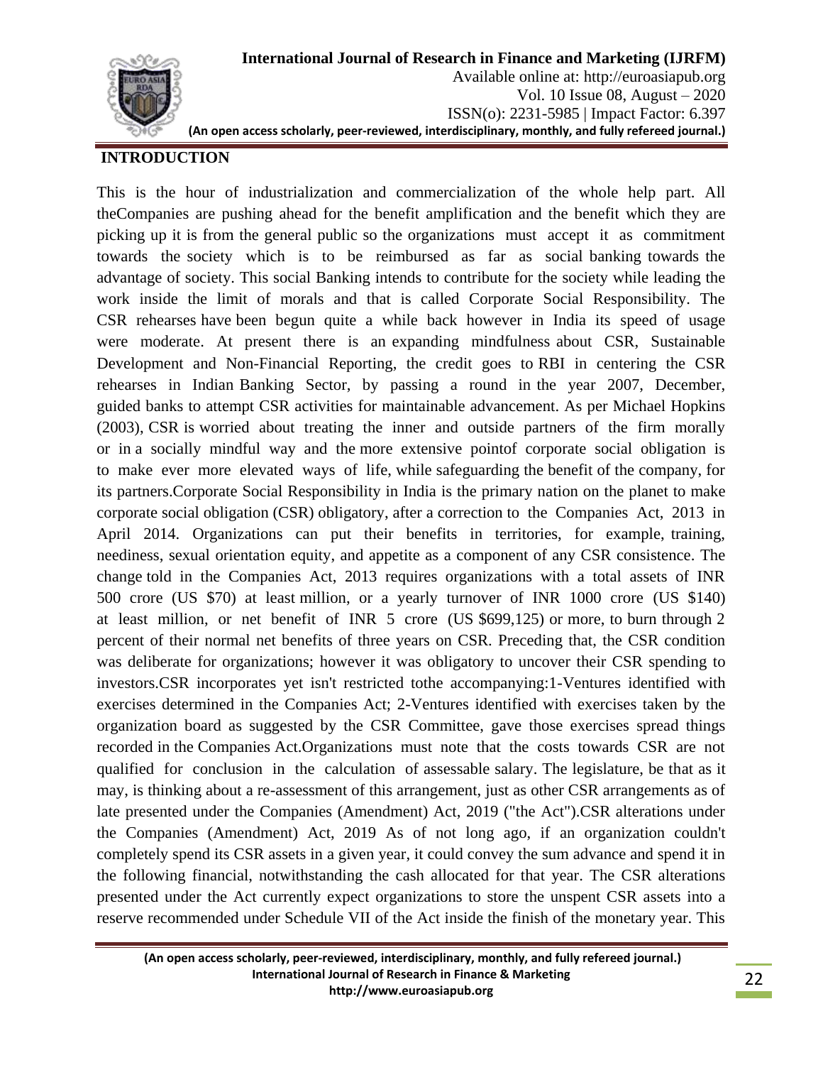## INTRODUCTION

This is the hour of industrialization and commercialization of the whole help part. All theCompanies are pushing ahead for the benefit amplification and the benefit which they are picking up it is from the general public so the organizations must accept it as commitment towards the society which is to be reimbursed as far as social banking towards the advantage of society. This social Banking intends to contribute for the society while leading the work inside the limit of morals and that is called Corporate Social Responsibility. The CSR rehearses have been begun quite a while back however in India its speed of usage were moderate. At present there is an expanding mindfulness about CSR, Sustainable Development and Non-Financial Reporting, the credit goes to RBI in centering the CSR rehearses in Indian Banking Sector, by passing a round in the year 2007, December, guided banks to attempt CSR activities for maintainable advancement. As per Michael Hopkins (2003), CSR is worried about treating the inner and outside partners of the firm morally or in a socially mindful way and the more extensive pointof corporate social obligation is to make ever more elevated ways of life, while safeguarding the benefit of the company, for its partners.Corporate Social Responsibility in India is the primary nation on the planet to make corporate social obligation (CSR) obligatory, after a correction to the Companies Act, 2013 in April 2014. Organizations can put their benefits in territories, for example, training, neediness, sexual orientation equity, and appetite as a component of any CSR consistence. The change told in the Companies Act, 2013 requires organizations with a total assets of INR 500 crore (US $70) at least million, or a yearly turnover of INR 1000 crore (US $140) at least million, or net benefit of INR 5 crore (US $699,125) or more, to burn through 2 percent of their normal net benefits of three years on CSR. Preceding that, the CSR condition was deliberate for organizations; however it was obligatory to uncover their CSR spending to investors.CSR incorporates yet isn't restricted tothe accompanying:1-Ventures identified with exercises determined in the Companies Act; 2-Ventures identified with exercises taken by the organization board as suggested by the CSR Committee, gave those exercises spread things recorded in the Companies Act.Organizations must note that the costs towards CSR are not qualified for conclusion in the calculation of assessable salary. The legislature, be that as it may, is thinking about a re-assessment of this arrangement, just as other CSR arrangements as of late presented under the Companies (Amendment) Act, 2019 ("the Act").CSR alterations under the Companies (Amendment) Act, 2019 As of not long ago, if an organization couldn't completely spend its CSR assets in a given year, it could convey the sum advance and spend it in the following financial, notwithstanding the cash allocated for that year. The CSR alterations presented under the Act currently expect organizations to store the unspent CSR assets into a reserve recommended under Schedule VII of the Act inside the finish of the monetary year. This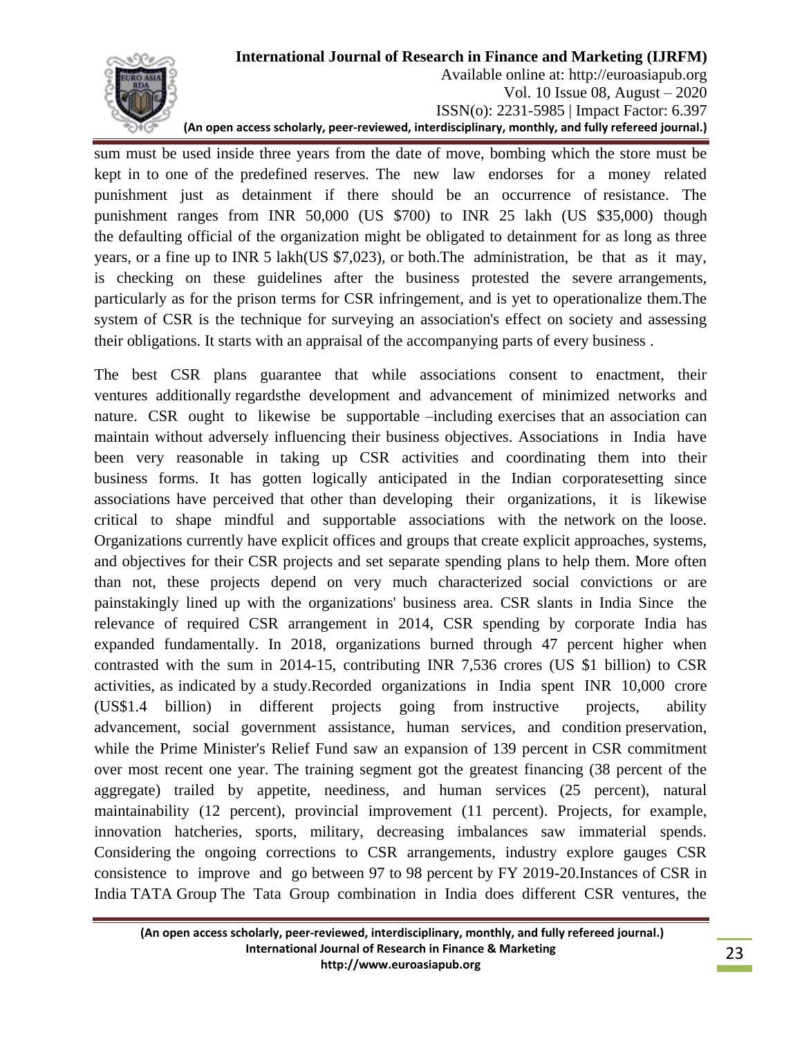sum must be used inside three years from the date of move, bombing which the store must be kept in to one of the predefined reserves. The new law endorses for a money related punishment just as detainment if there should be an occurrence of resistance. The punishment ranges from INR 50,000 (US $700) to INR 25 lakh (US $35,000) though the defaulting official of the organization might be obligated to detainment for as long as three years, or a fine up to INR 5 lakh(US $7,023), or both.The administration, be that as it may, is checking on these guidelines after the business protested the severe arrangements, particularly as for the prison terms for CSR infringement, and is yet to operationalize them.The system of CSR is the technique for surveying an association's effect on society and assessing their obligations. It starts with an appraisal of the accompanying parts of every business .

The best CSR plans guarantee that while associations consent to enactment, their ventures additionally regardsthe development and advancement of minimized networks and nature. CSR ought to likewise be supportable –including exercises that an association can maintain without adversely influencing their business objectives. Associations in India have been very reasonable in taking up CSR activities and coordinating them into their business forms. It has gotten logically anticipated in the Indian corporatesetting since associations have perceived that other than developing their organizations, it is likewise critical to shape mindful and supportable associations with the network on the loose. Organizations currently have explicit offices and groups that create explicit approaches, systems, and objectives for their CSR projects and set separate spending plans to help them. More often than not, these projects depend on very much characterized social convictions or are painstakingly lined up with the organizations' business area. CSR slants in India Since the relevance of required CSR arrangement in 2014, CSR spending by corporate India has expanded fundamentally. In 2018, organizations burned through 47 percent higher when contrasted with the sum in 2014-15, contributing INR 7,536 crores (US $1 billion) to CSR activities, as indicated by a study.Recorded organizations in India spent INR 10,000 crore (US$1.4 billion) in different projects going from instructive projects, ability advancement, social government assistance, human services, and condition preservation, while the Prime Minister's Relief Fund saw an expansion of 139 percent in CSR commitment over most recent one year. The training segment got the greatest financing (38 percent of the aggregate) trailed by appetite, neediness, and human services (25 percent), natural maintainability (12 percent), provincial improvement (11 percent). Projects, for example, innovation hatcheries, sports, military, decreasing imbalances saw immaterial spends. Considering the ongoing corrections to CSR arrangements, industry explore gauges CSR consistence to improve and go between 97 to 98 percent by FY 2019-20.Instances of CSR in India TATA Group The Tata Group combination in India does different CSR ventures, the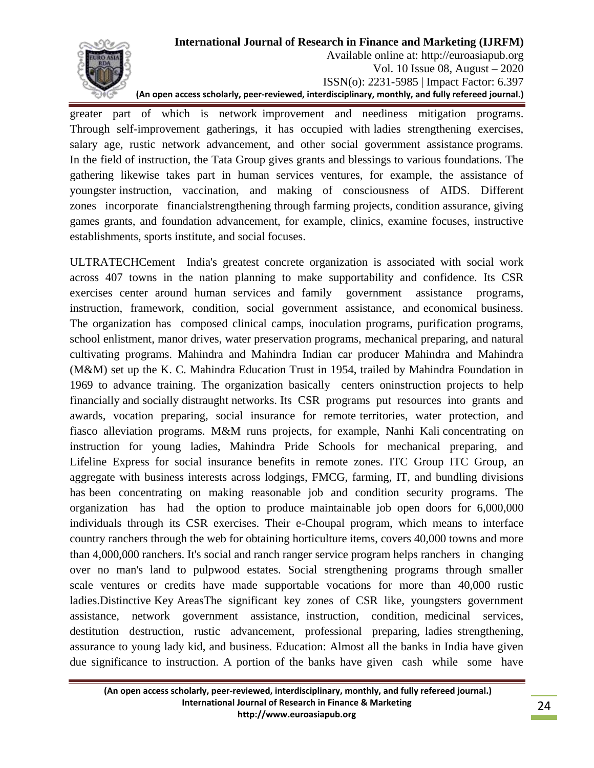greater part of which is network improvement and neediness mitigation programs. Through self-improvement gatherings, it has occupied with ladies strengthening exercises, salary age, rustic network advancement, and other social government assistance programs. In the field of instruction, the Tata Group gives grants and blessings to various foundations. The gathering likewise takes part in human services ventures, for example, the assistance of youngster instruction, vaccination, and making of consciousness of AIDS. Different zones incorporate financialstrengthening through farming projects, condition assurance, giving games grants, and foundation advancement, for example, clinics, examine focuses, instructive establishments, sports institute, and social focuses.

ULTRATECHCement India's greatest concrete organization is associated with social work across 407 towns in the nation planning to make supportability and confidence. Its CSR exercises center around human services and family government assistance programs, instruction, framework, condition, social government assistance, and economical business. The organization has composed clinical camps, inoculation programs, purification programs, school enlistment, manor drives, water preservation programs, mechanical preparing, and natural cultivating programs. Mahindra and Mahindra Indian car producer Mahindra and Mahindra (M&M) set up the K. C. Mahindra Education Trust in 1954, trailed by Mahindra Foundation in 1969 to advance training. The organization basically centers oninstruction projects to help financially and socially distraught networks. Its CSR programs put resources into grants and awards, vocation preparing, social insurance for remote territories, water protection, and fiasco alleviation programs. M&M runs projects, for example, Nanhi Kali concentrating on instruction for young ladies, Mahindra Pride Schools for mechanical preparing, and Lifeline Express for social insurance benefits in remote zones. ITC Group ITC Group, an aggregate with business interests across lodgings, FMCG, farming, IT, and bundling divisions has been concentrating on making reasonable job and condition security programs. The organization has had the option to produce maintainable job open doors for 6,000,000 individuals through its CSR exercises. Their e-Choupal program, which means to interface country ranchers through the web for obtaining horticulture items, covers 40,000 towns and more than 4,000,000 ranchers. It's social and ranch ranger service program helps ranchers in changing over no man's land to pulpwood estates. Social strengthening programs through smaller scale ventures or credits have made supportable vocations for more than 40,000 rustic ladies.Distinctive Key AreasThe significant key zones of CSR like, youngsters government assistance, network government assistance, instruction, condition, medicinal services, destitution destruction, rustic advancement, professional preparing, ladies strengthening, assurance to young lady kid, and business. Education: Almost all the banks in India have given due significance to instruction. A portion of the banks have given cash while some have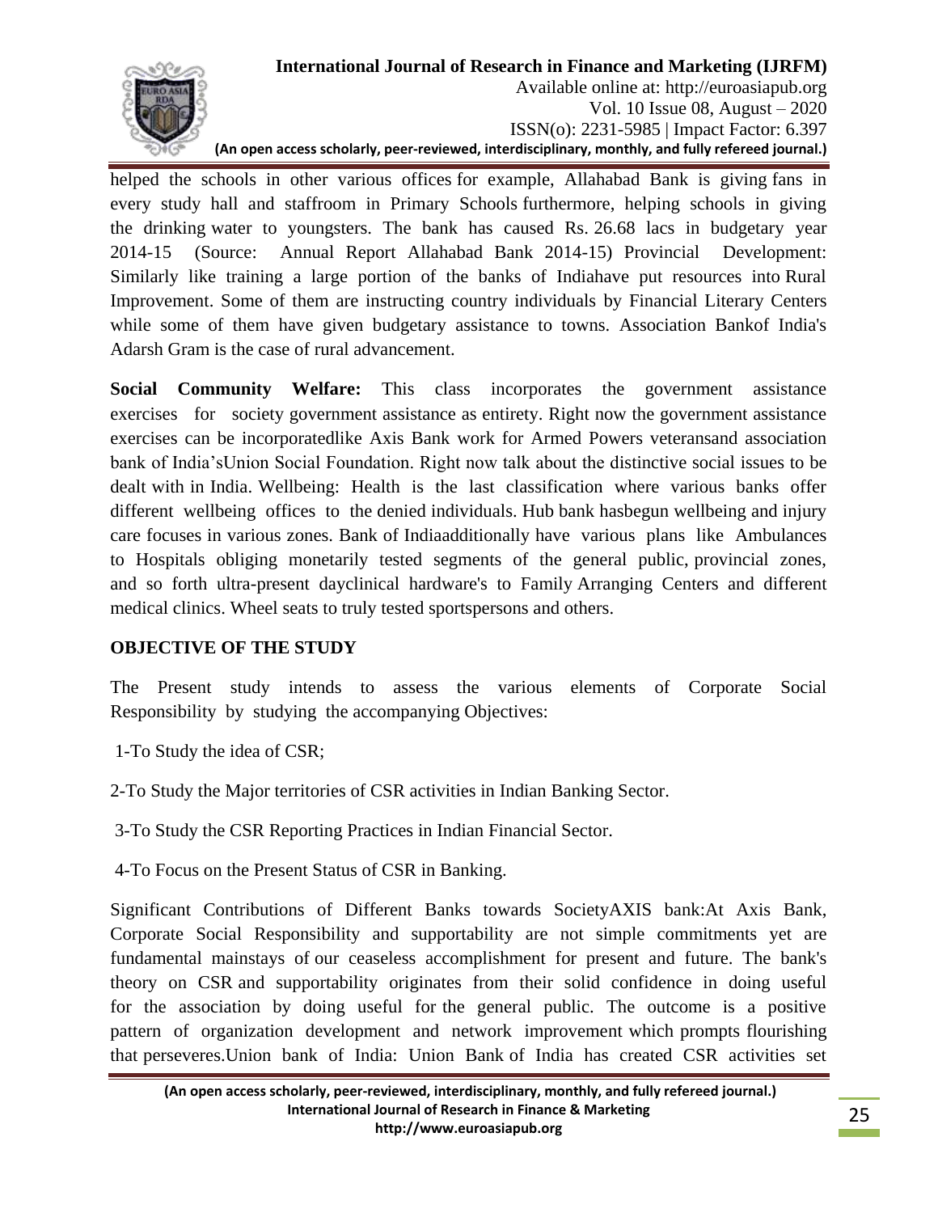helped the schools in other various offices for example, Allahabad Bank is giving fans in every study hall and staffroom in Primary Schools furthermore, helping schools in giving the drinking water to youngsters. The bank has caused Rs. 26.68 lacs in budgetary year 2014-15 (Source: Annual Report Allahabad Bank 2014-15) Provincial Development: Similarly like training a large portion of the banks of Indiahave put resources into Rural Improvement. Some of them are instructing country individuals by Financial Literary Centers while some of them have given budgetary assistance to towns. Association Bankof India's Adarsh Gram is the case of rural advancement.

**Social Community Welfare:** This class incorporates the government assistance exercises for society government assistance as entirety. Right now the government assistance exercises can be incorporatedlike Axis Bank work for Armed Powers veteransand association bank of India'sUnion Social Foundation. Right now talk about the distinctive social issues to be dealt with in India. Wellbeing: Health is the last classification where various banks offer different wellbeing offices to the denied individuals. Hub bank hasbegun wellbeing and injury care focuses in various zones. Bank of Indiaadditionally have various plans like Ambulances to Hospitals obliging monetarily tested segments of the general public, provincial zones, and so forth ultra-present dayclinical hardware's to Family Arranging Centers and different medical clinics. Wheel seats to truly tested sportspersons and others.

## OBJECTIVE OF THE STUDY

The Present study intends to assess the various elements of Corporate Social Responsibility by studying the accompanying Objectives:

1-To Study the idea of CSR;

2-To Study the Major territories of CSR activities in Indian Banking Sector.

3-To Study the CSR Reporting Practices in Indian Financial Sector.

4-To Focus on the Present Status of CSR in Banking.

Significant Contributions of Different Banks towards SocietyAXIS bank:At Axis Bank, Corporate Social Responsibility and supportability are not simple commitments yet are fundamental mainstays of our ceaseless accomplishment for present and future. The bank's theory on CSR and supportability originates from their solid confidence in doing useful for the association by doing useful for the general public. The outcome is a positive pattern of organization development and network improvement which prompts flourishing that perseveres.Union bank of India: Union Bank of India has created CSR activities set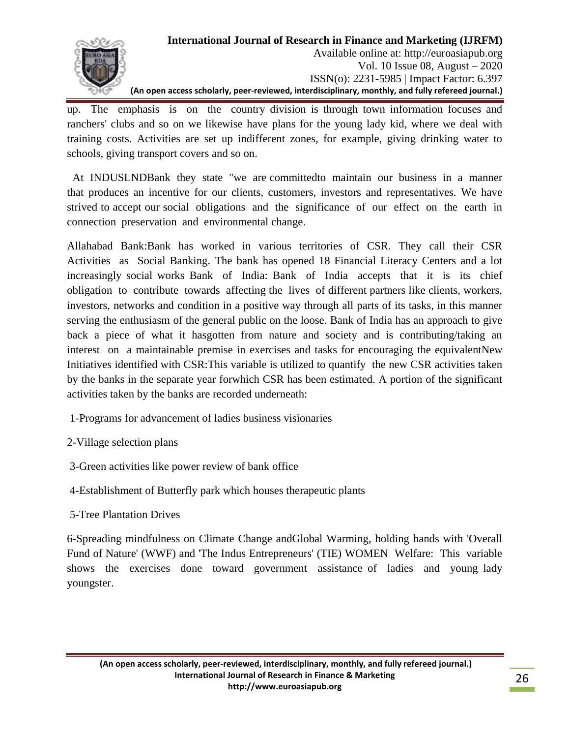up. The emphasis is on the country division is through town information focuses and ranchers' clubs and so on we likewise have plans for the young lady kid, where we deal with training costs. Activities are set up indifferent zones, for example, giving drinking water to schools, giving transport covers and so on.

At INDUSLNDBank they state "we are committedto maintain our business in a manner that produces an incentive for our clients, customers, investors and representatives. We have strived to accept our social obligations and the significance of our effect on the earth in connection preservation and environmental change.

Allahabad Bank:Bank has worked in various territories of CSR. They call their CSR Activities as Social Banking. The bank has opened 18 Financial Literacy Centers and a lot increasingly social works Bank of India: Bank of India accepts that it is its chief obligation to contribute towards affecting the lives of different partners like clients, workers, investors, networks and condition in a positive way through all parts of its tasks, in this manner serving the enthusiasm of the general public on the loose. Bank of India has an approach to give back a piece of what it hasgotten from nature and society and is contributing/taking an interest on a maintainable premise in exercises and tasks for encouraging the equivalentNew Initiatives identified with CSR:This variable is utilized to quantify the new CSR activities taken by the banks in the separate year forwhich CSR has been estimated. A portion of the significant activities taken by the banks are recorded underneath:

1-Programs for advancement of ladies business visionaries

2-Village selection plans

3-Green activities like power review of bank office

4-Establishment of Butterfly park which houses therapeutic plants

5-Tree Plantation Drives

6-Spreading mindfulness on Climate Change andGlobal Warming, holding hands with 'Overall Fund of Nature' (WWF) and 'The Indus Entrepreneurs' (TIE) WOMEN Welfare: This variable shows the exercises done toward government assistance of ladies and young lady youngster.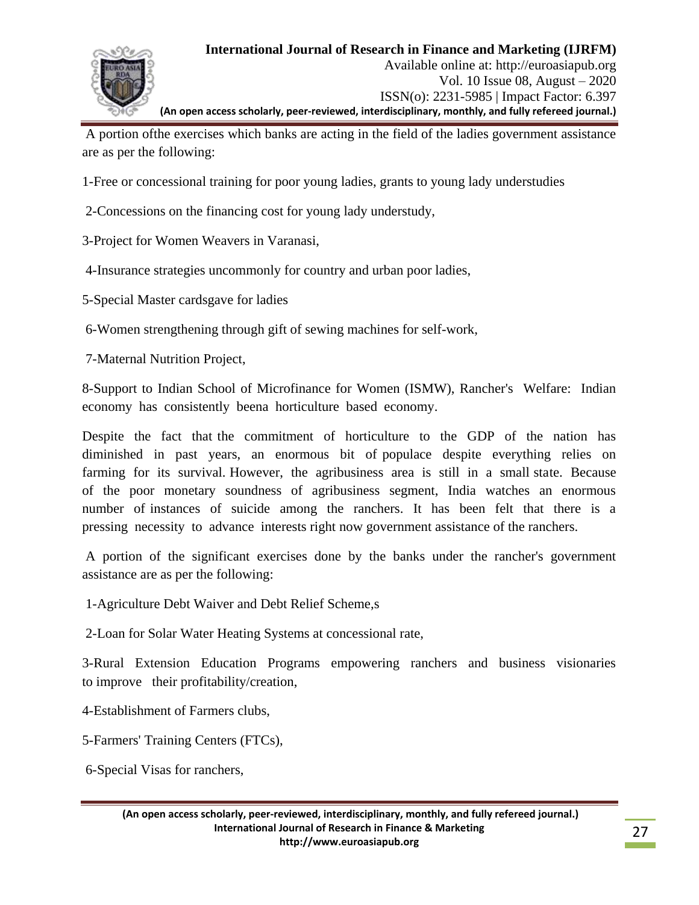A portion ofthe exercises which banks are acting in the field of the ladies government assistance are as per the following:

1-Free or concessional training for poor young ladies, grants to young lady understudies

2-Concessions on the financing cost for young lady understudy,

3-Project for Women Weavers in Varanasi,

4-Insurance strategies uncommonly for country and urban poor ladies,

5-Special Master cardsgave for ladies

6-Women strengthening through gift of sewing machines for self-work,

7-Maternal Nutrition Project,

8-Support to Indian School of Microfinance for Women (ISMW), Rancher's Welfare: Indian economy has consistently beena horticulture based economy.

Despite the fact that the commitment of horticulture to the GDP of the nation has diminished in past years, an enormous bit of populace despite everything relies on farming for its survival. However, the agribusiness area is still in a small state. Because of the poor monetary soundness of agribusiness segment, India watches an enormous number of instances of suicide among the ranchers. It has been felt that there is a pressing necessity to advance interests right now government assistance of the ranchers.

A portion of the significant exercises done by the banks under the rancher's government assistance are as per the following:

1-Agriculture Debt Waiver and Debt Relief Scheme,s

2-Loan for Solar Water Heating Systems at concessional rate,

3-Rural Extension Education Programs empowering ranchers and business visionaries to improve their profitability/creation,

4-Establishment of Farmers clubs,

5-Farmers' Training Centers (FTCs),

6-Special Visas for ranchers,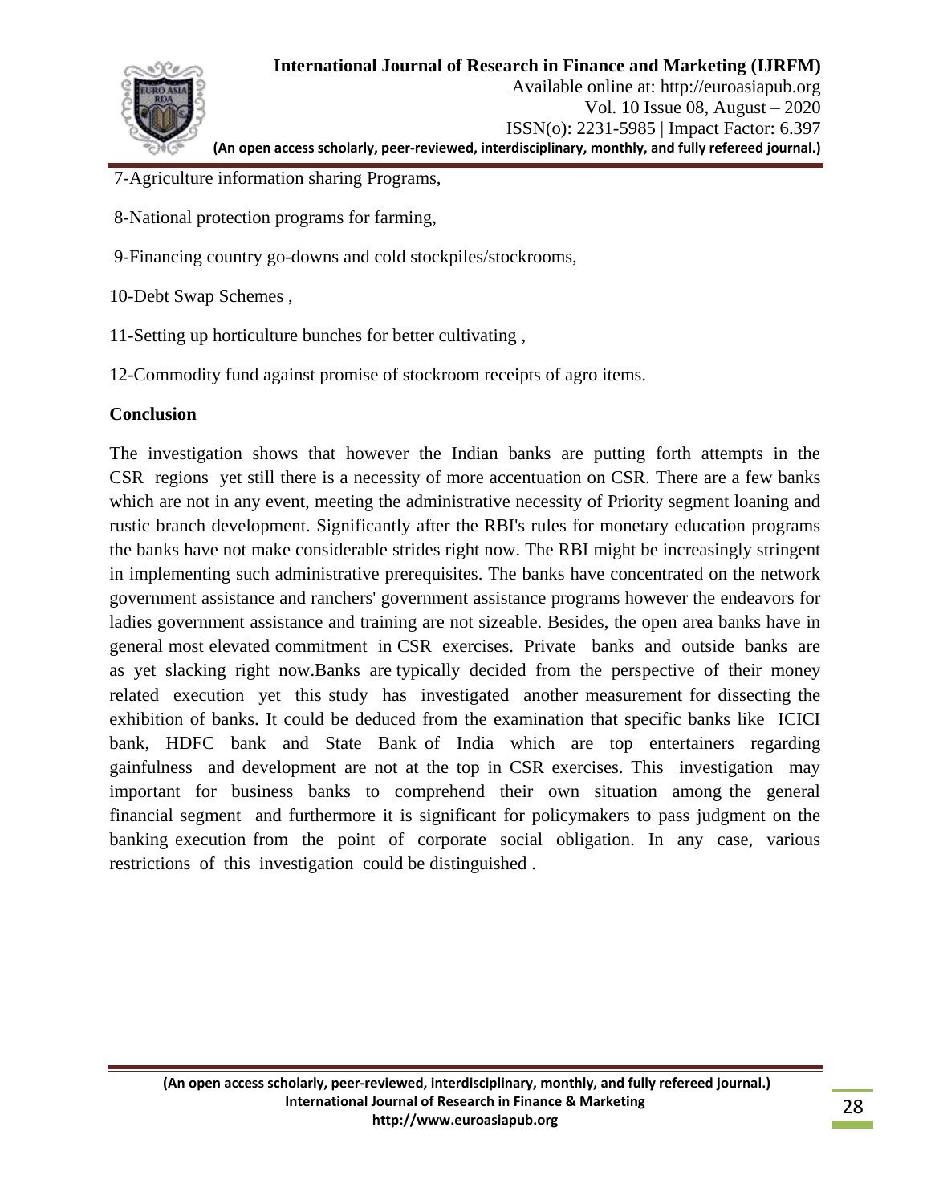7-Agriculture information sharing Programs,

8-National protection programs for farming,

9-Financing country go-downs and cold stockpiles/stockrooms,

10-Debt Swap Schemes ,

11-Setting up horticulture bunches for better cultivating ,

12-Commodity fund against promise of stockroom receipts of agro items.

**Conclusion**

The investigation shows that however the Indian banks are putting forth attempts in the CSR regions yet still there is a necessity of more accentuation on CSR. There are a few banks which are not in any event, meeting the administrative necessity of Priority segment loaning and rustic branch development. Significantly after the RBI's rules for monetary education programs the banks have not make considerable strides right now. The RBI might be increasingly stringent in implementing such administrative prerequisites. The banks have concentrated on the network government assistance and ranchers' government assistance programs however the endeavors for ladies government assistance and training are not sizeable. Besides, the open area banks have in general most elevated commitment in CSR exercises. Private banks and outside banks are as yet slacking right now.Banks are typically decided from the perspective of their money related execution yet this study has investigated another measurement for dissecting the exhibition of banks. It could be deduced from the examination that specific banks like ICICI bank, HDFC bank and State Bank of India which are top entertainers regarding gainfulness and development are not at the top in CSR exercises. This investigation may important for business banks to comprehend their own situation among the general financial segment and furthermore it is significant for policymakers to pass judgment on the banking execution from the point of corporate social obligation. In any case, various restrictions of this investigation could be distinguished .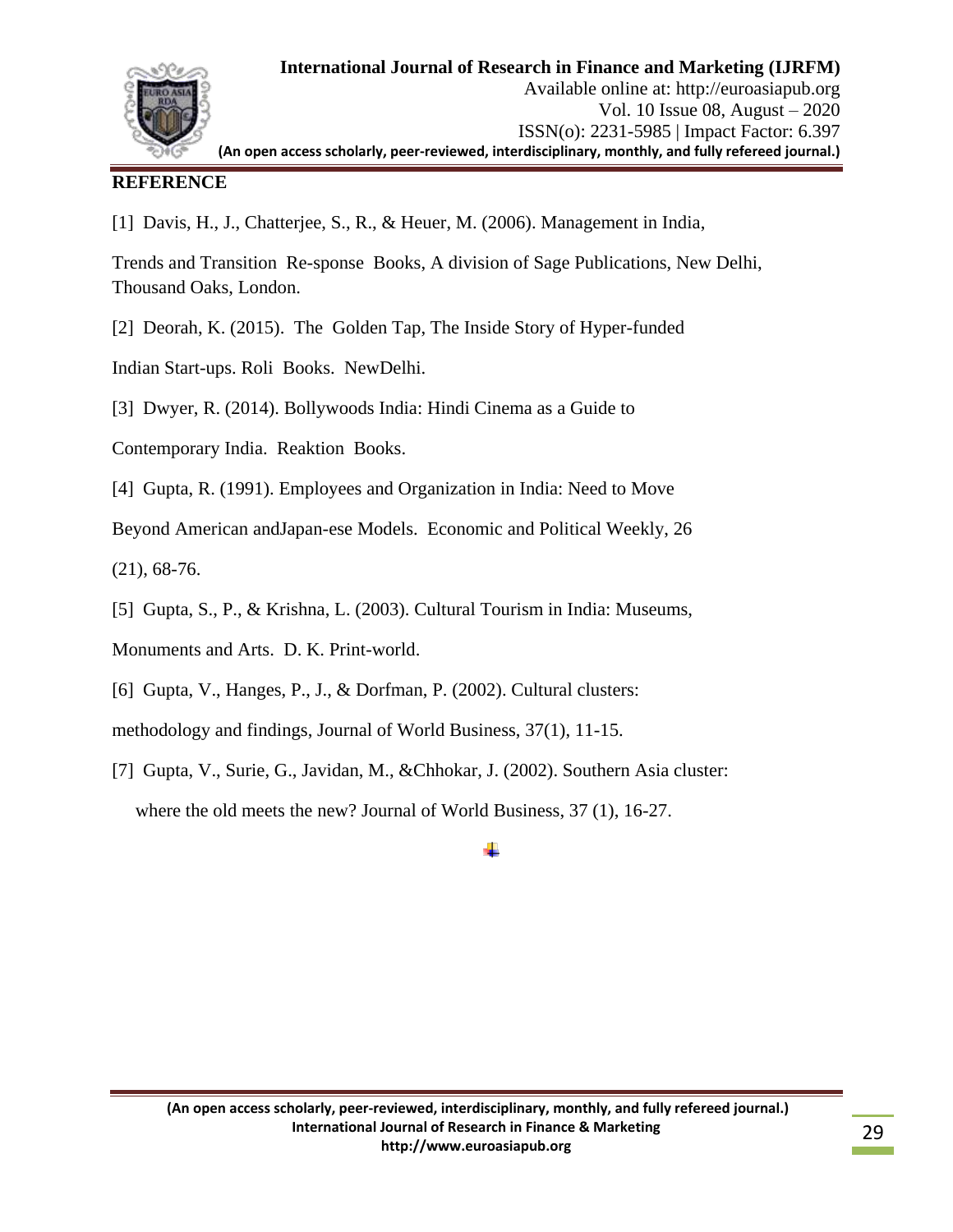## REFERENCE

[1] Davis, H., J., Chatterjee, S., R., & Heuer, M. (2006). Management in India,

Trends and Transition Re-sponse Books, A division of Sage Publications, New Delhi, Thousand Oaks, London.

[2] Deorah, K. (2015). The Golden Tap, The Inside Story of Hyper-funded

Indian Start-ups. Roli Books. NewDelhi.

[3] Dwyer, R. (2014). Bollywoods India: Hindi Cinema as a Guide to

Contemporary India. Reaktion Books.

[4] Gupta, R. (1991). Employees and Organization in India: Need to Move

Beyond American andJapan-ese Models. Economic and Political Weekly, 26

(21), 68-76.

[5] Gupta, S., P., & Krishna, L. (2003). Cultural Tourism in India: Museums,

Monuments and Arts. D. K. Print-world.

[6] Gupta, V., Hanges, P., J., & Dorfman, P. (2002). Cultural clusters:

methodology and findings, Journal of World Business, 37(1), 11-15.

[7] Gupta, V., Surie, G., Javidan, M., &Chhokar, J. (2002). Southern Asia cluster:

where the old meets the new? Journal of World Business, 37 (1), 16-27.